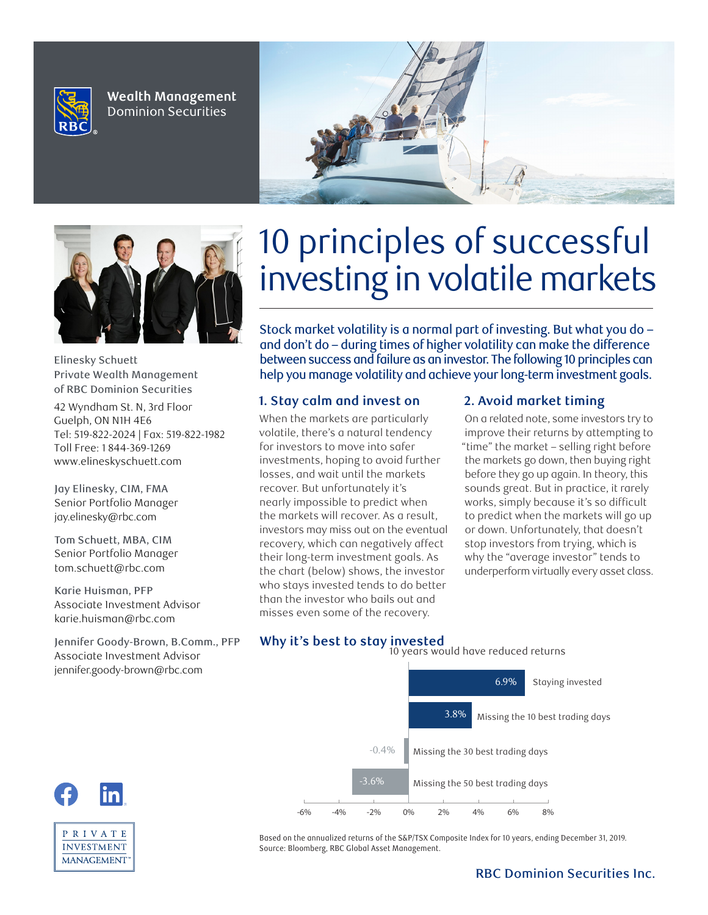Wealth Management
Dominion Securities

# 10 principles of successful investing in volatile markets

**Stock market volatility is a normal part of investing. But what you do – and don't do – during times of higher volatility can make the difference between success and failure as an investor. The following 10 principles can help you manage volatility and achieve your long-term investment goals.**

## 1. Stay calm and invest on

When the markets are particularly volatile, there's a natural tendency for investors to move into safer investments, hoping to avoid further losses, and wait until the markets recover. But unfortunately it's nearly impossible to predict when the markets will recover. As a result, investors may miss out on the eventual recovery, which can negatively affect their long-term investment goals. As the chart (below) shows, the investor who stays invested tends to do better than the investor who bails out and misses even some of the recovery.

## 2. Avoid market timing

On a related note, some investors try to improve their returns by attempting to "time" the market – selling right before the markets go down, then buying right before they go up again. In theory, this sounds great. But in practice, it rarely works, simply because it's so difficult to predict when the markets will go up or down. Unfortunately, that doesn't stop investors from trying, which is why the "average investor" tends to underperform virtually every asset class.

### Why it's best to stay invested

10 years would have reduced returns

| Scenario | Annualized return |
|---|---|
| Staying invested | 6.9% |
| Missing the 10 best trading days | 3.8% |
| Missing the 30 best trading days | -0.4% |
| Missing the 50 best trading days | -3.6% |

Based on the annualized returns of the S&P/TSX Composite Index for 10 years, ending December 31, 2019. Source: Bloomberg, RBC Global Asset Management.

Elinesky Schuett
Private Wealth Management
of RBC Dominion Securities

42 Wyndham St. N, 3rd Floor
Guelph, ON N1H 4E6
Tel: 519-822-2024 | Fax: 519-822-1982
Toll Free: 1 844-369-1269
www.elineskyschuett.com

Jay Elinesky, CIM, FMA
Senior Portfolio Manager
jay.elinesky@rbc.com

Tom Schuett, MBA, CIM
Senior Portfolio Manager
tom.schuett@rbc.com

Karie Huisman, PFP
Associate Investment Advisor
karie.huisman@rbc.com

Jennifer Goody-Brown, B.Comm., PFP
Associate Investment Advisor
jennifer.goody-brown@rbc.com

PRIVATE INVESTMENT MANAGEMENT

RBC Dominion Securities Inc.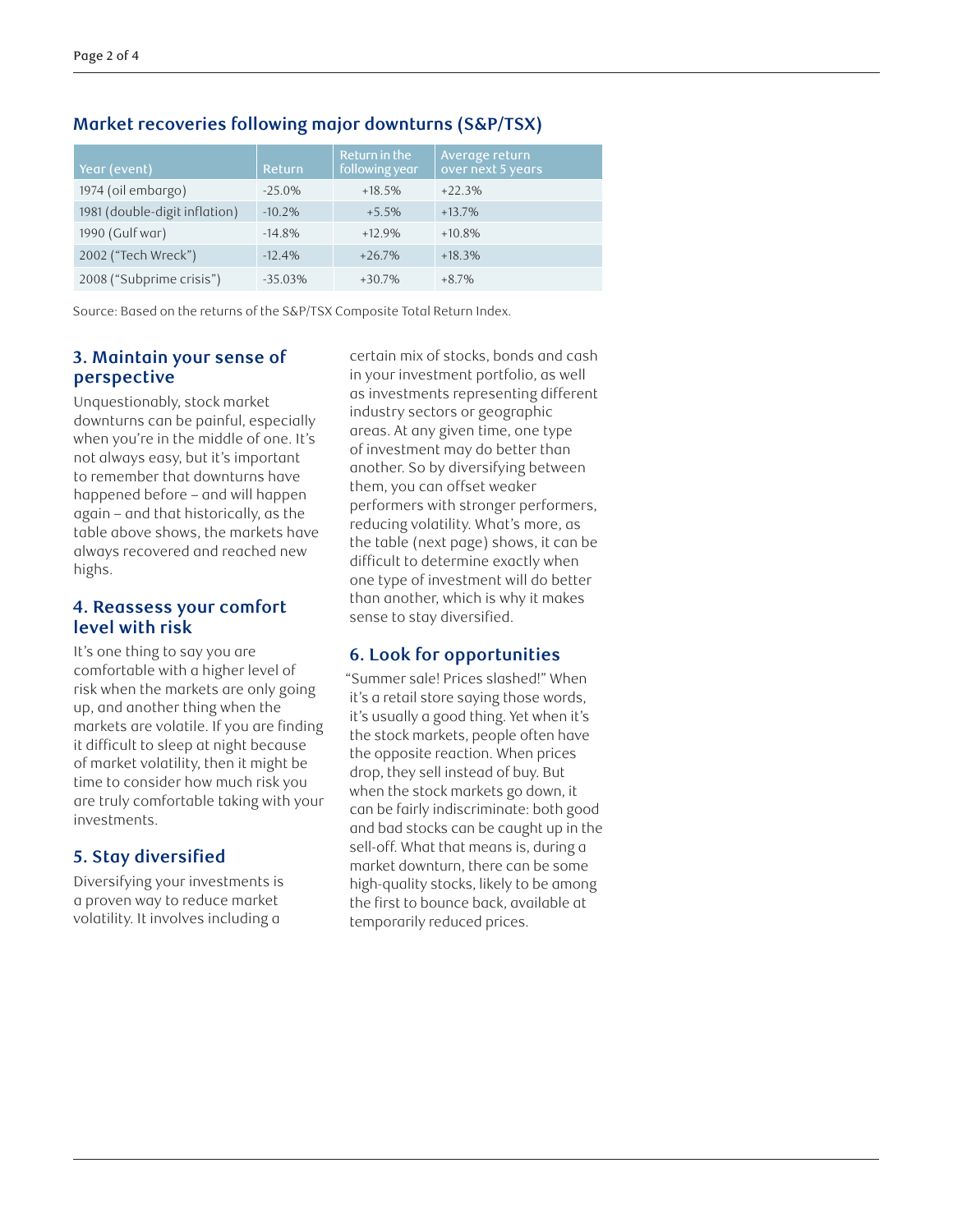## Market recoveries following major downturns (S&P/TSX)

| Year (event) | Return | Return in the following year | Average return over next 5 years |
|---|---|---|---|
| 1974 (oil embargo) | -25.0% | +18.5% | +22.3% |
| 1981 (double-digit inflation) | -10.2% | +5.5% | +13.7% |
| 1990 (Gulf war) | -14.8% | +12.9% | +10.8% |
| 2002 (“Tech Wreck”) | -12.4% | +26.7% | +18.3% |
| 2008 (“Subprime crisis”) | -35.03% | +30.7% | +8.7% |

Source: Based on the returns of the S&P/TSX Composite Total Return Index.

### 3. Maintain your sense of perspective

Unquestionably, stock market downturns can be painful, especially when you’re in the middle of one. It’s not always easy, but it’s important to remember that downturns have happened before – and will happen again – and that historically, as the table above shows, the markets have always recovered and reached new highs.

### 4. Reassess your comfort level with risk

It’s one thing to say you are comfortable with a higher level of risk when the markets are only going up, and another thing when the markets are volatile. If you are finding it difficult to sleep at night because of market volatility, then it might be time to consider how much risk you are truly comfortable taking with your investments.

### 5. Stay diversified

Diversifying your investments is a proven way to reduce market volatility. It involves including a certain mix of stocks, bonds and cash in your investment portfolio, as well as investments representing different industry sectors or geographic areas. At any given time, one type of investment may do better than another. So by diversifying between them, you can offset weaker performers with stronger performers, reducing volatility. What’s more, as the table (next page) shows, it can be difficult to determine exactly when one type of investment will do better than another, which is why it makes sense to stay diversified.

### 6. Look for opportunities

“Summer sale! Prices slashed!” When it’s a retail store saying those words, it’s usually a good thing. Yet when it’s the stock markets, people often have the opposite reaction. When prices drop, they sell instead of buy. But when the stock markets go down, it can be fairly indiscriminate: both good and bad stocks can be caught up in the sell-off. What that means is, during a market downturn, there can be some high-quality stocks, likely to be among the first to bounce back, available at temporarily reduced prices.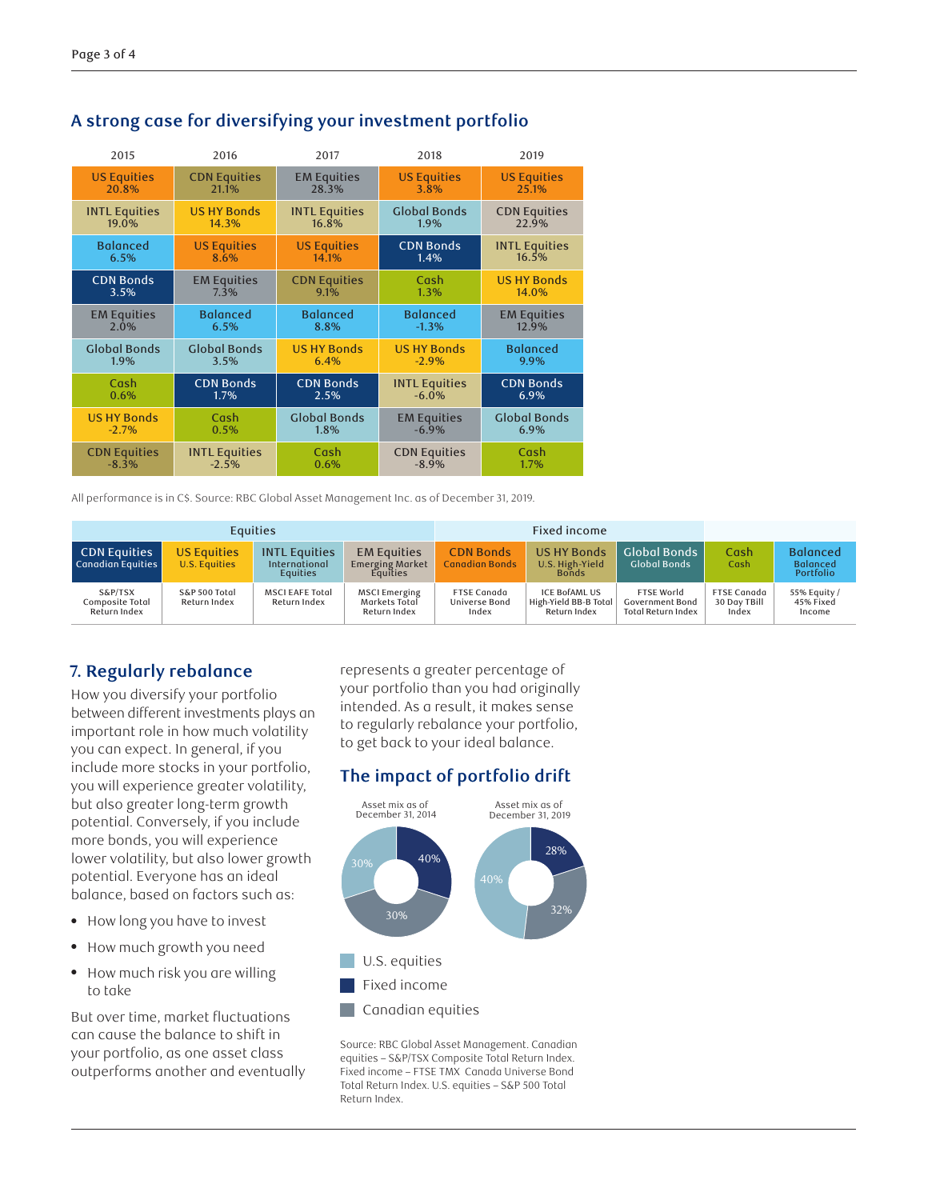## A strong case for diversifying your investment portfolio

| 2015 | 2016 | 2017 | 2018 | 2019 |
|---|---|---|---|---|
| US Equities 20.8% | CDN Equities 21.1% | EM Equities 28.3% | US Equities 3.8% | US Equities 25.1% |
| INTL Equities 19.0% | US HY Bonds 14.3% | INTL Equities 16.8% | Global Bonds 1.9% | CDN Equities 22.9% |
| Balanced 6.5% | US Equities 8.6% | US Equities 14.1% | CDN Bonds 1.4% | INTL Equities 16.5% |
| CDN Bonds 3.5% | EM Equities 7.3% | CDN Equities 9.1% | Cash 1.3% | US HY Bonds 14.0% |
| EM Equities 2.0% | Balanced 6.5% | Balanced 8.8% | Balanced -1.3% | EM Equities 12.9% |
| Global Bonds 1.9% | Global Bonds 3.5% | US HY Bonds 6.4% | US HY Bonds -2.9% | Balanced 9.9% |
| Cash 0.6% | CDN Bonds 1.7% | CDN Bonds 2.5% | INTL Equities -6.0% | CDN Bonds 6.9% |
| US HY Bonds -2.7% | Cash 0.5% | Global Bonds 1.8% | EM Equities -6.9% | Global Bonds 6.9% |
| CDN Equities -8.3% | INTL Equities -2.5% | Cash 0.6% | CDN Equities -8.9% | Cash 1.7% |

All performance is in C$. Source: RBC Global Asset Management Inc. as of December 31, 2019.

| Equities | | | | Fixed income | | | | |
|---|---|---|---|---|---|---|---|---|
| CDN Equities Canadian Equities | US Equities U.S. Equities | INTL Equities International Equities | EM Equities Emerging Market Equities | CDN Bonds Canadian Bonds | US HY Bonds U.S. High-Yield Bonds | Global Bonds Global Bonds | Cash Cash | Balanced Balanced Portfolio |
| S&P/TSX Composite Total Return Index | S&P 500 Total Return Index | MSCI EAFE Total Return Index | MSCI Emerging Markets Total Return Index | FTSE Canada Universe Bond Index | ICE BofAML US High-Yield BB-B Total Return Index | FTSE World Government Bond Total Return Index | FTSE Canada 30 Day TBill Index | 55% Equity / 45% Fixed Income |

## 7. Regularly rebalance

How you diversify your portfolio between different investments plays an important role in how much volatility you can expect. In general, if you include more stocks in your portfolio, you will experience greater volatility, but also greater long-term growth potential. Conversely, if you include more bonds, you will experience lower volatility, but also lower growth potential. Everyone has an ideal balance, based on factors such as:

- How long you have to invest
- How much growth you need
- How much risk you are willing to take

But over time, market fluctuations can cause the balance to shift in your portfolio, as one asset class outperforms another and eventually represents a greater percentage of your portfolio than you had originally intended. As a result, it makes sense to regularly rebalance your portfolio, to get back to your ideal balance.

## The impact of portfolio drift

| | Asset mix as of December 31, 2014 | Asset mix as of December 31, 2019 |
|---|---|---|
| U.S. equities | 30% | 40% |
| Fixed income | 40% | 28% |
| Canadian equities | 30% | 32% |

Source: RBC Global Asset Management. Canadian equities – S&P/TSX Composite Total Return Index. Fixed income – FTSE TMX Canada Universe Bond Total Return Index. U.S. equities – S&P 500 Total Return Index.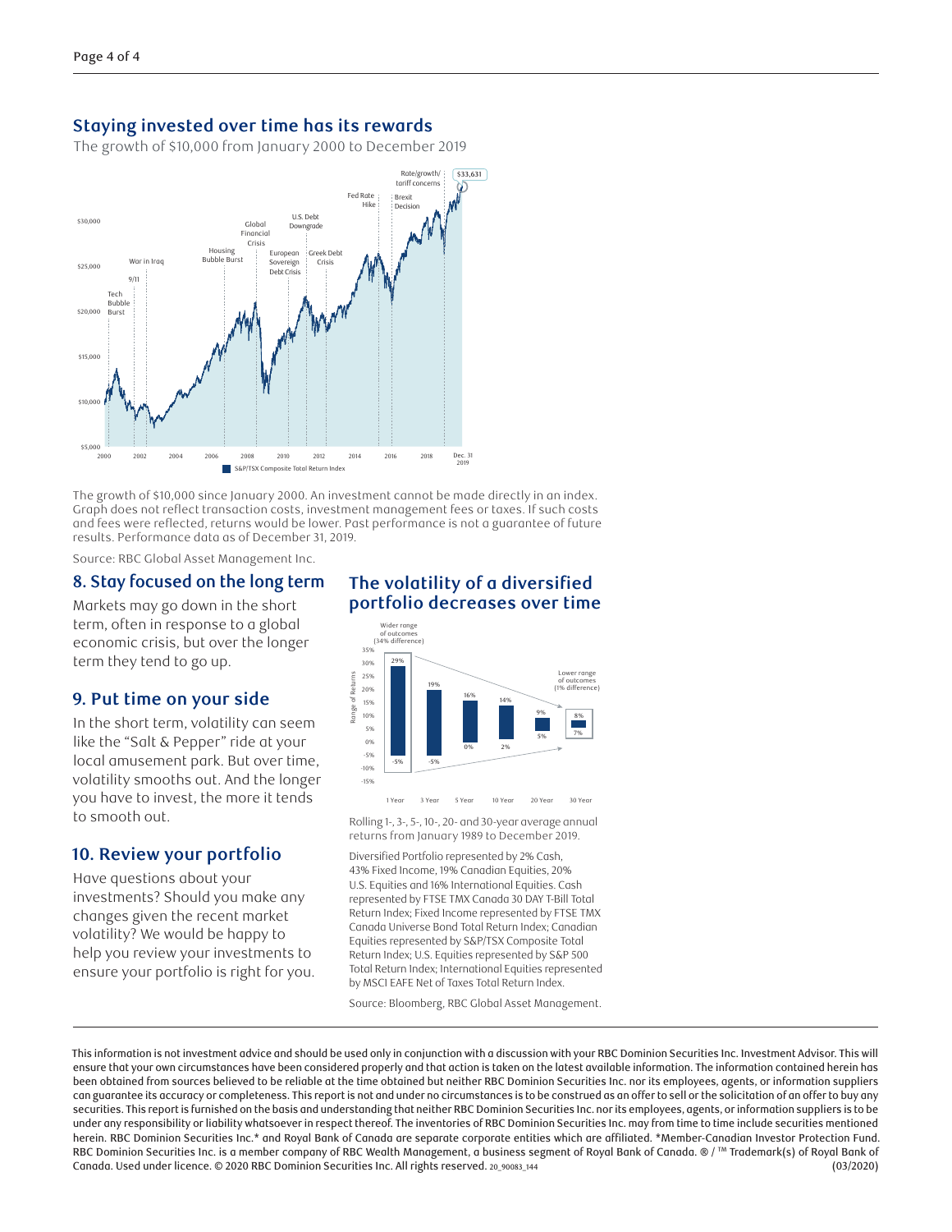## Staying invested over time has its rewards

The growth of $10,000 from January 2000 to December 2019

$5,000
$10,000
$15,000
$20,000
$25,000
$30,000

2000
2002
2004
2006
2008
2010
2012
2014
2016
2018
Dec. 31 2019

Tech Bubble Burst
9/11
War in Iraq
Housing Bubble Burst
Global Financial Crisis
European Sovereign Debt Crisis
U.S. Debt Downgrade
Greek Debt Crisis
Fed Rate Hike
Brexit Decision
Rate/growth/ tariff concerns
$33,631

S&P/TSX Composite Total Return Index

The growth of $10,000 since January 2000. An investment cannot be made directly in an index. Graph does not reflect transaction costs, investment management fees or taxes. If such costs and fees were reflected, returns would be lower. Past performance is not a guarantee of future results. Performance data as of December 31, 2019.

Source: RBC Global Asset Management Inc.

### 8. Stay focused on the long term

Markets may go down in the short term, often in response to a global economic crisis, but over the longer term they tend to go up.

### 9. Put time on your side

In the short term, volatility can seem like the "Salt & Pepper" ride at your local amusement park. But over time, volatility smooths out. And the longer you have to invest, the more it tends to smooth out.

### 10. Review your portfolio

Have questions about your investments? Should you make any changes given the recent market volatility? We would be happy to help you review your investments to ensure your portfolio is right for you.

## The volatility of a diversified portfolio decreases over time

Wider range of outcomes (34% difference)
Lower range of outcomes (1% difference)

Range of Returns

35%
30%
25%
20%
15%
10%
5%
0%
-5%
-10%
-15%

29%
-5%
19%
-5%
16%
0%
14%
2%
9%
5%
8%
7%

1 Year
3 Year
5 Year
10 Year
20 Year
30 Year

Rolling 1-, 3-, 5-, 10-, 20- and 30-year average annual returns from January 1989 to December 2019.

Diversified Portfolio represented by 2% Cash, 43% Fixed Income, 19% Canadian Equities, 20% U.S. Equities and 16% International Equities. Cash represented by FTSE TMX Canada 30 DAY T-Bill Total Return Index; Fixed Income represented by FTSE TMX Canada Universe Bond Total Return Index; Canadian Equities represented by S&P/TSX Composite Total Return Index; U.S. Equities represented by S&P 500 Total Return Index; International Equities represented by MSCI EAFE Net of Taxes Total Return Index.

Source: Bloomberg, RBC Global Asset Management.

This information is not investment advice and should be used only in conjunction with a discussion with your RBC Dominion Securities Inc. Investment Advisor. This will ensure that your own circumstances have been considered properly and that action is taken on the latest available information. The information contained herein has been obtained from sources believed to be reliable at the time obtained but neither RBC Dominion Securities Inc. nor its employees, agents, or information suppliers can guarantee its accuracy or completeness. This report is not and under no circumstances is to be construed as an offer to sell or the solicitation of an offer to buy any securities. This report is furnished on the basis and understanding that neither RBC Dominion Securities Inc. nor its employees, agents, or information suppliers is to be under any responsibility or liability whatsoever in respect thereof. The inventories of RBC Dominion Securities Inc. may from time to time include securities mentioned herein. RBC Dominion Securities Inc.* and Royal Bank of Canada are separate corporate entities which are affiliated. *Member-Canadian Investor Protection Fund. RBC Dominion Securities Inc. is a member company of RBC Wealth Management, a business segment of Royal Bank of Canada. ® / ™ Trademark(s) of Royal Bank of Canada. Used under licence. © 2020 RBC Dominion Securities Inc. All rights reserved. 20_90083_144 (03/2020)